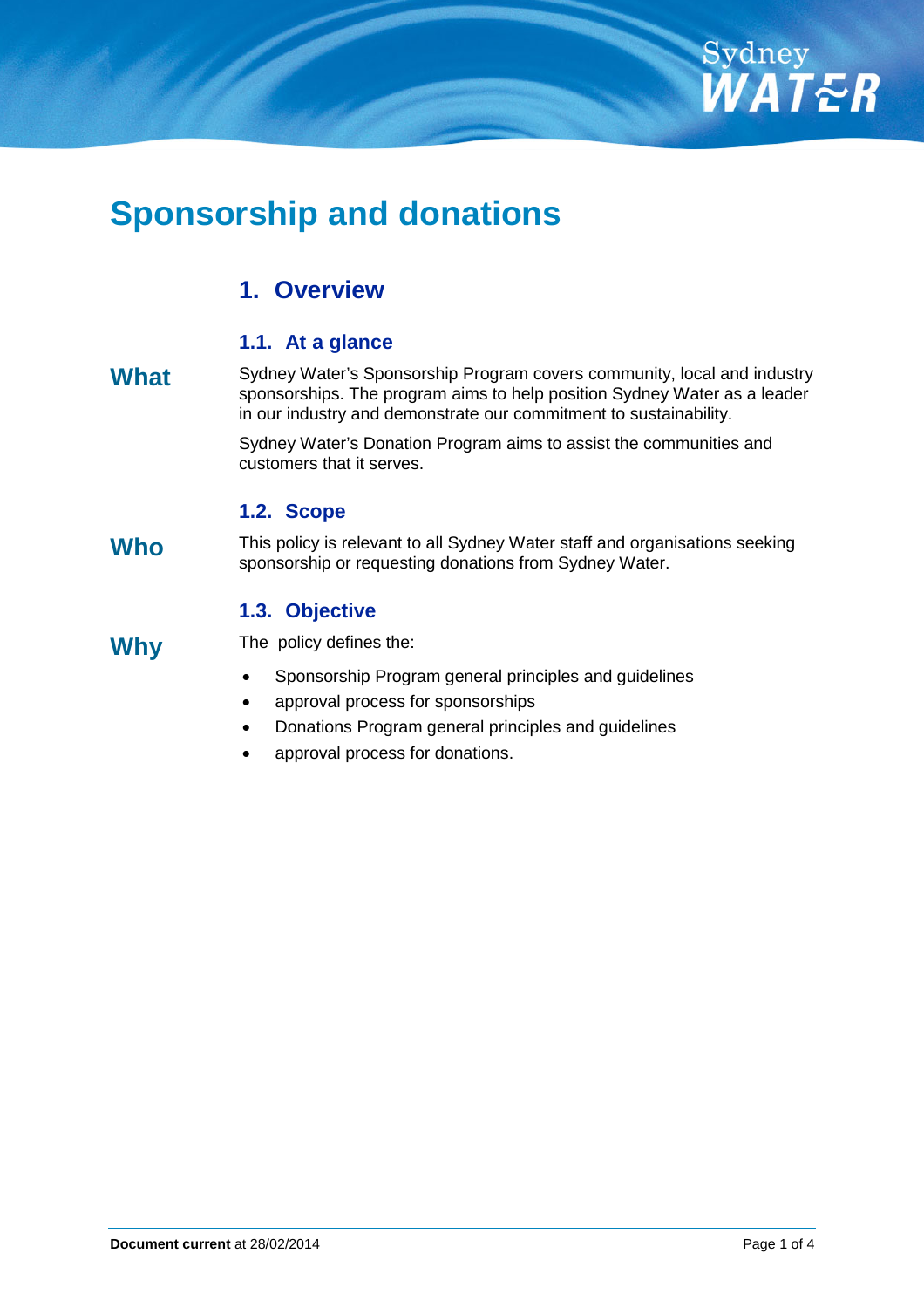# Sponsorship and donations

## 1. Overview

### 1.1. At a glance

**What**

Sydney Water's Sponsorship Program covers community, local and industry sponsorships. The program aims to help position Sydney Water as a leader in our industry and demonstrate our commitment to sustainability.

Sydney Water's Donation Program aims to assist the communities and customers that it serves.

### 1.2. Scope

**Who**

This policy is relevant to all Sydney Water staff and organisations seeking sponsorship or requesting donations from Sydney Water.

### 1.3. Objective

**Why**

The policy defines the:

- Sponsorship Program general principles and guidelines
- approval process for sponsorships
- Donations Program general principles and guidelines
- approval process for donations.

**Document current** at 28/02/2014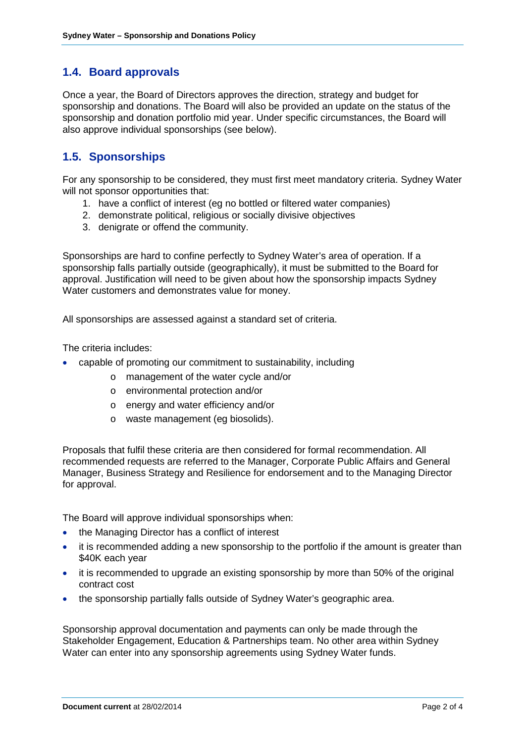## 1.4. Board approvals

Once a year, the Board of Directors approves the direction, strategy and budget for sponsorship and donations. The Board will also be provided an update on the status of the sponsorship and donation portfolio mid year. Under specific circumstances, the Board will also approve individual sponsorships (see below).

## 1.5. Sponsorships

For any sponsorship to be considered, they must first meet mandatory criteria. Sydney Water will not sponsor opportunities that:

1. have a conflict of interest (eg no bottled or filtered water companies)
2. demonstrate political, religious or socially divisive objectives
3. denigrate or offend the community.

Sponsorships are hard to confine perfectly to Sydney Water's area of operation. If a sponsorship falls partially outside (geographically), it must be submitted to the Board for approval. Justification will need to be given about how the sponsorship impacts Sydney Water customers and demonstrates value for money.

All sponsorships are assessed against a standard set of criteria.

The criteria includes:

- capable of promoting our commitment to sustainability, including
    - management of the water cycle and/or
    - environmental protection and/or
    - energy and water efficiency and/or
    - waste management (eg biosolids).

Proposals that fulfil these criteria are then considered for formal recommendation. All recommended requests are referred to the Manager, Corporate Public Affairs and General Manager, Business Strategy and Resilience for endorsement and to the Managing Director for approval.

The Board will approve individual sponsorships when:

- the Managing Director has a conflict of interest
- it is recommended adding a new sponsorship to the portfolio if the amount is greater than $40K each year
- it is recommended to upgrade an existing sponsorship by more than 50% of the original contract cost
- the sponsorship partially falls outside of Sydney Water's geographic area.

Sponsorship approval documentation and payments can only be made through the Stakeholder Engagement, Education & Partnerships team. No other area within Sydney Water can enter into any sponsorship agreements using Sydney Water funds.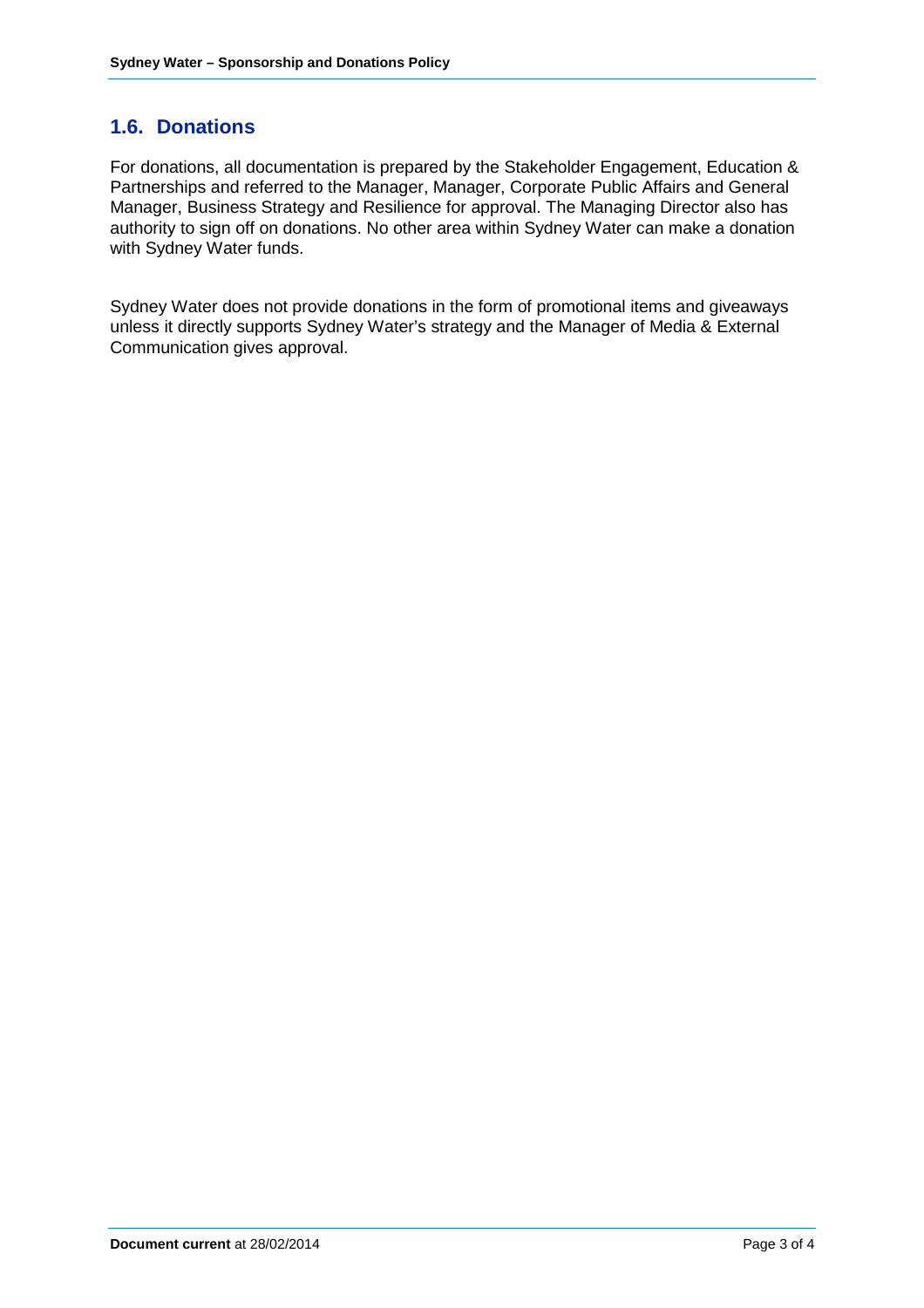## 1.6. Donations

For donations, all documentation is prepared by the Stakeholder Engagement, Education & Partnerships and referred to the Manager, Manager, Corporate Public Affairs and General Manager, Business Strategy and Resilience for approval. The Managing Director also has authority to sign off on donations. No other area within Sydney Water can make a donation with Sydney Water funds.

Sydney Water does not provide donations in the form of promotional items and giveaways unless it directly supports Sydney Water's strategy and the Manager of Media & External Communication gives approval.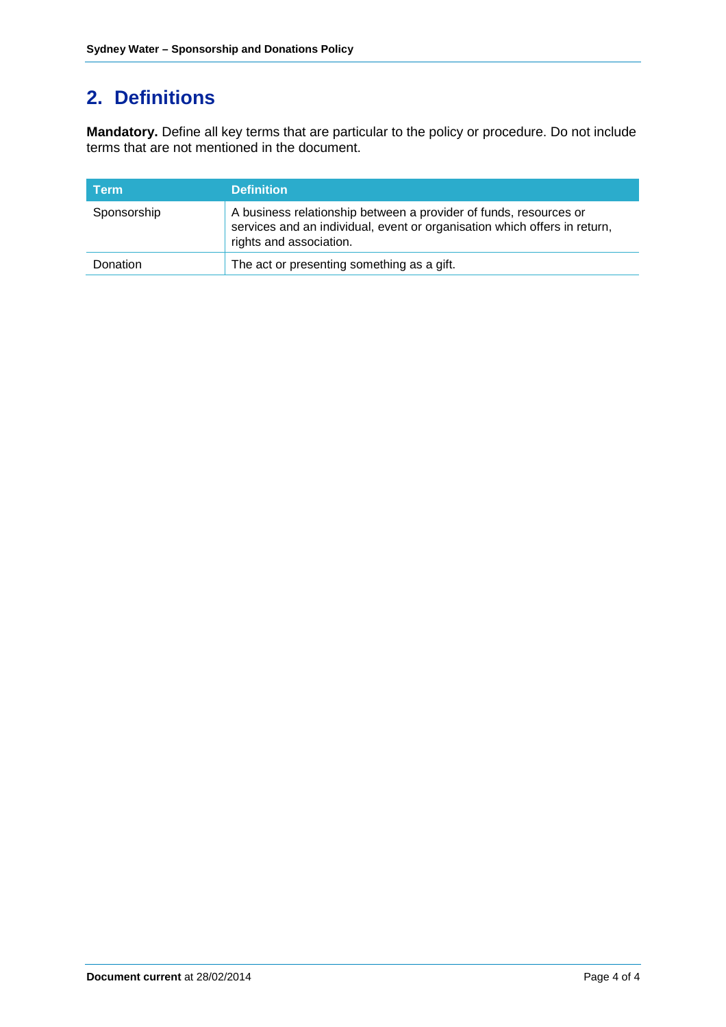## 2. Definitions

**Mandatory.** Define all key terms that are particular to the policy or procedure. Do not include terms that are not mentioned in the document.

| Term | Definition |
|---|---|
| Sponsorship | A business relationship between a provider of funds, resources or services and an individual, event or organisation which offers in return, rights and association. |
| Donation | The act or presenting something as a gift. |

**Document current** at 28/02/2014